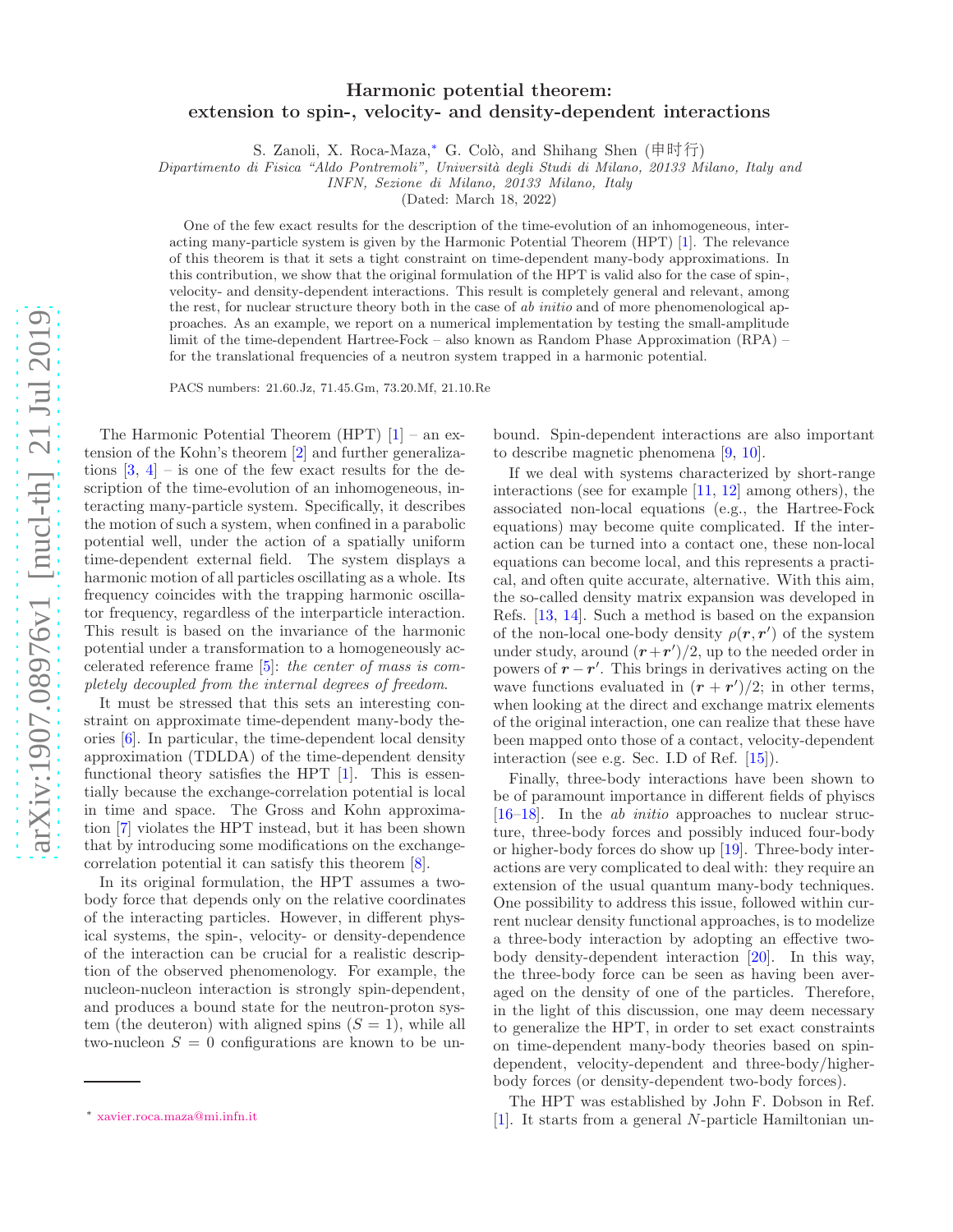# Harmonic potential theorem: extension to spin-, velocity- and density-dependent interactions

S. Zanoli, X. Roca-Maza,* G. Colò, and Shihang Shen (申时行)

*Dipartimento di Fisica "Aldo Pontremoli", Università degli Studi di Milano, 20133 Milano, Italy and INFN, Sezione di Milano, 20133 Milano, Italy*

(Dated: March 18, 2022)

One of the few exact results for the description of the time-evolution of an inhomogeneous, interacting many-particle system is given by the Harmonic Potential Theorem (HPT) [1]. The relevance of this theorem is that it sets a tight constraint on time-dependent many-body approximations. In this contribution, we show that the original formulation of the HPT is valid also for the case of spin-, velocity- and density-dependent interactions. This result is completely general and relevant, among the rest, for nuclear structure theory both in the case of *ab initio* and of more phenomenological approaches. As an example, we report on a numerical implementation by testing the small-amplitude limit of the time-dependent Hartree-Fock – also known as Random Phase Approximation (RPA) – for the translational frequencies of a neutron system trapped in a harmonic potential.

PACS numbers: 21.60.Jz, 71.45.Gm, 73.20.Mf, 21.10.Re

The Harmonic Potential Theorem (HPT) [1] – an extension of the Kohn's theorem [2] and further generalizations [3, 4] – is one of the few exact results for the description of the time-evolution of an inhomogeneous, interacting many-particle system. Specifically, it describes the motion of such a system, when confined in a parabolic potential well, under the action of a spatially uniform time-dependent external field. The system displays a harmonic motion of all particles oscillating as a whole. Its frequency coincides with the trapping harmonic oscillator frequency, regardless of the interparticle interaction. This result is based on the invariance of the harmonic potential under a transformation to a homogeneously accelerated reference frame [5]: *the center of mass is completely decoupled from the internal degrees of freedom*.

It must be stressed that this sets an interesting constraint on approximate time-dependent many-body theories [6]. In particular, the time-dependent local density approximation (TDLDA) of the time-dependent density functional theory satisfies the HPT [1]. This is essentially because the exchange-correlation potential is local in time and space. The Gross and Kohn approximation [7] violates the HPT instead, but it has been shown that by introducing some modifications on the exchange-correlation potential it can satisfy this theorem [8].

In its original formulation, the HPT assumes a two-body force that depends only on the relative coordinates of the interacting particles. However, in different physical systems, the spin-, velocity- or density-dependence of the interaction can be crucial for a realistic description of the observed phenomenology. For example, the nucleon-nucleon interaction is strongly spin-dependent, and produces a bound state for the neutron-proton system (the deuteron) with aligned spins ($S = 1$), while all two-nucleon $S = 0$ configurations are known to be unbound. Spin-dependent interactions are also important to describe magnetic phenomena [9, 10].

If we deal with systems characterized by short-range interactions (see for example [11, 12] among others), the associated non-local equations (e.g., the Hartree-Fock equations) may become quite complicated. If the interaction can be turned into a contact one, these non-local equations can become local, and this represents a practical, and often quite accurate, alternative. With this aim, the so-called density matrix expansion was developed in Refs. [13, 14]. Such a method is based on the expansion of the non-local one-body density $\rho(\boldsymbol{r}, \boldsymbol{r}')$ of the system under study, around $(\boldsymbol{r}+\boldsymbol{r}')/2$, up to the needed order in powers of $\boldsymbol{r}-\boldsymbol{r}'$. This brings in derivatives acting on the wave functions evaluated in $(\boldsymbol{r}+\boldsymbol{r}')/2$; in other terms, when looking at the direct and exchange matrix elements of the original interaction, one can realize that these have been mapped onto those of a contact, velocity-dependent interaction (see e.g. Sec. I.D of Ref. [15]).

Finally, three-body interactions have been shown to be of paramount importance in different fields of phyiscs [16–18]. In the *ab initio* approaches to nuclear structure, three-body forces and possibly induced four-body or higher-body forces do show up [19]. Three-body interactions are very complicated to deal with: they require an extension of the usual quantum many-body techniques. One possibility to address this issue, followed within current nuclear density functional approaches, is to modelize a three-body interaction by adopting an effective two-body density-dependent interaction [20]. In this way, the three-body force can be seen as having been averaged on the density of one of the particles. Therefore, in the light of this discussion, one may deem necessary to generalize the HPT, in order to set exact constraints on time-dependent many-body theories based on spin-dependent, velocity-dependent and three-body/higher-body forces (or density-dependent two-body forces).

The HPT was established by John F. Dobson in Ref. [1]. It starts from a general $N$-particle Hamiltonian un-

* xavier.roca.maza@mi.infn.it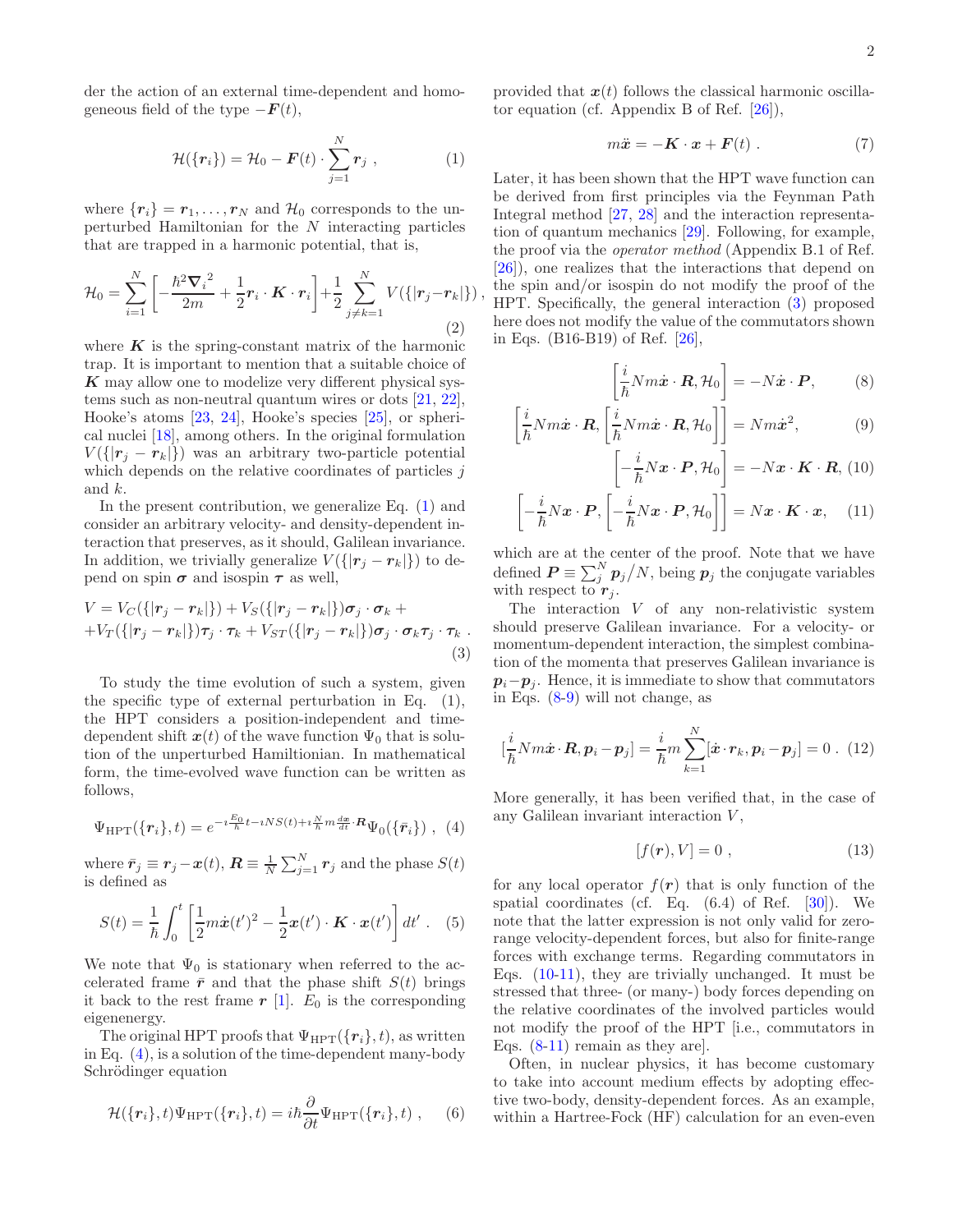der the action of an external time-dependent and homogeneous field of the type $-\boldsymbol{F}(t)$,

$$
\mathcal{H}(\{\boldsymbol{r}_i\}) = \mathcal{H}_0 - \boldsymbol{F}(t)\cdot\sum_{j=1}^{N}\boldsymbol{r}_j \ , \tag{1}
$$

where $\{\boldsymbol{r}_i\} = \boldsymbol{r}_1,\ldots,\boldsymbol{r}_N$ and $\mathcal{H}_0$ corresponds to the unperturbed Hamiltonian for the $N$ interacting particles that are trapped in a harmonic potential, that is,

$$
\mathcal{H}_0 = \sum_{i=1}^{N}\left[-\frac{\hbar^2\boldsymbol{\nabla}_i^{\,2}}{2m} + \frac{1}{2}\boldsymbol{r}_i\cdot\boldsymbol{K}\cdot\boldsymbol{r}_i\right] + \frac{1}{2}\sum_{j\neq k=1}^{N} V(\{|\boldsymbol{r}_j - \boldsymbol{r}_k|\}) \ , \tag{2}
$$

where $\boldsymbol{K}$ is the spring-constant matrix of the harmonic trap. It is important to mention that a suitable choice of $\boldsymbol{K}$ may allow one to modelize very different physical systems such as non-neutral quantum wires or dots [21, 22], Hooke's atoms [23, 24], Hooke's species [25], or spherical nuclei [18], among others. In the original formulation $V(\{|\boldsymbol{r}_j - \boldsymbol{r}_k|\})$ was an arbitrary two-particle potential which depends on the relative coordinates of particles $j$ and $k$.

In the present contribution, we generalize Eq. (1) and consider an arbitrary velocity- and density-dependent interaction that preserves, as it should, Galilean invariance. In addition, we trivially generalize $V(\{|\boldsymbol{r}_j - \boldsymbol{r}_k|\})$ to depend on spin $\boldsymbol{\sigma}$ and isospin $\boldsymbol{\tau}$ as well,

$$
\begin{aligned}
V &= V_C(\{|\boldsymbol{r}_j - \boldsymbol{r}_k|\}) + V_S(\{|\boldsymbol{r}_j - \boldsymbol{r}_k|\})\boldsymbol{\sigma}_j\cdot\boldsymbol{\sigma}_k + \\
&+ V_T(\{|\boldsymbol{r}_j - \boldsymbol{r}_k|\})\boldsymbol{\tau}_j\cdot\boldsymbol{\tau}_k + V_{ST}(\{|\boldsymbol{r}_j - \boldsymbol{r}_k|\})\boldsymbol{\sigma}_j\cdot\boldsymbol{\sigma}_k\boldsymbol{\tau}_j\cdot\boldsymbol{\tau}_k \ .
\end{aligned} \tag{3}
$$

To study the time evolution of such a system, given the specific type of external perturbation in Eq. (1), the HPT considers a position-independent and time-dependent shift $\boldsymbol{x}(t)$ of the wave function $\Psi_0$ that is solution of the unperturbed Hamiltonian. In mathematical form, the time-evolved wave function can be written as follows,

$$
\Psi_{\rm HPT}(\{\boldsymbol{r}_i\},t) = e^{-i\frac{E_0}{\hbar}t - iNS(t) + i\frac{N}{\hbar}m\frac{d\boldsymbol{x}}{dt}\cdot\boldsymbol{R}}\Psi_0(\{\bar{\boldsymbol{r}}_i\}) \ , \tag{4}
$$

where $\bar{\boldsymbol{r}}_j \equiv \boldsymbol{r}_j - \boldsymbol{x}(t)$, $\boldsymbol{R} \equiv \frac{1}{N}\sum_{j=1}^{N}\boldsymbol{r}_j$ and the phase $S(t)$ is defined as

$$
S(t) = \frac{1}{\hbar}\int_0^t\left[\frac{1}{2}m\dot{\boldsymbol{x}}(t')^2 - \frac{1}{2}\boldsymbol{x}(t')\cdot\boldsymbol{K}\cdot\boldsymbol{x}(t')\right]dt' \ . \tag{5}
$$

We note that $\Psi_0$ is stationary when referred to the accelerated frame $\bar{\boldsymbol{r}}$ and that the phase shift $S(t)$ brings it back to the rest frame $\boldsymbol{r}$ [1]. $E_0$ is the corresponding eigenenergy.

The original HPT proofs that $\Psi_{\rm HPT}(\{\boldsymbol{r}_i\},t)$, as written in Eq. (4), is a solution of the time-dependent many-body Schrödinger equation

$$
\mathcal{H}(\{\boldsymbol{r}_i\},t)\Psi_{\rm HPT}(\{\boldsymbol{r}_i\},t) = i\hbar\frac{\partial}{\partial t}\Psi_{\rm HPT}(\{\boldsymbol{r}_i\},t) \ , \tag{6}
$$

provided that $\boldsymbol{x}(t)$ follows the classical harmonic oscillator equation (cf. Appendix B of Ref. [26]),

$$
m\ddot{\boldsymbol{x}} = -\boldsymbol{K}\cdot\boldsymbol{x} + \boldsymbol{F}(t) \ . \tag{7}
$$

Later, it has been shown that the HPT wave function can be derived from first principles via the Feynman Path Integral method [27, 28] and the interaction representation of quantum mechanics [29]. Following, for example, the proof via the *operator method* (Appendix B.1 of Ref. [26]), one realizes that the interactions that depend on the spin and/or isospin do not modify the proof of the HPT. Specifically, the general interaction (3) proposed here does not modify the value of the commutators shown in Eqs. (B16-B19) of Ref. [26],

$$
\left[\frac{i}{\hbar}Nm\dot{\boldsymbol{x}}\cdot\boldsymbol{R},\mathcal{H}_0\right] = -N\dot{\boldsymbol{x}}\cdot\boldsymbol{P}, \tag{8}
$$

$$
\left[\frac{i}{\hbar}Nm\dot{\boldsymbol{x}}\cdot\boldsymbol{R},\left[\frac{i}{\hbar}Nm\dot{\boldsymbol{x}}\cdot\boldsymbol{R},\mathcal{H}_0\right]\right] = Nm\dot{\boldsymbol{x}}^2, \tag{9}
$$

$$
\left[-\frac{i}{\hbar}N\boldsymbol{x}\cdot\boldsymbol{P},\mathcal{H}_0\right] = -N\boldsymbol{x}\cdot\boldsymbol{K}\cdot\boldsymbol{R}, \tag{10}
$$

$$
\left[-\frac{i}{\hbar}N\boldsymbol{x}\cdot\boldsymbol{P},\left[-\frac{i}{\hbar}N\boldsymbol{x}\cdot\boldsymbol{P},\mathcal{H}_0\right]\right] = N\boldsymbol{x}\cdot\boldsymbol{K}\cdot\boldsymbol{x}, \tag{11}
$$

which are at the center of the proof. Note that we have defined $\boldsymbol{P} \equiv \sum_j^N \boldsymbol{p}_j/N$, being $\boldsymbol{p}_j$ the conjugate variables with respect to $\boldsymbol{r}_j$.

The interaction $V$ of any non-relativistic system should preserve Galilean invariance. For a velocity- or momentum-dependent interaction, the simplest combination of the momenta that preserves Galilean invariance is $\boldsymbol{p}_i - \boldsymbol{p}_j$. Hence, it is immediate to show that commutators in Eqs. (8-9) will not change, as

$$
\left[\frac{i}{\hbar}Nm\dot{\boldsymbol{x}}\cdot\boldsymbol{R},\boldsymbol{p}_i - \boldsymbol{p}_j\right] = \frac{i}{\hbar}m\sum_{k=1}^{N}\left[\dot{\boldsymbol{x}}\cdot\boldsymbol{r}_k,\boldsymbol{p}_i - \boldsymbol{p}_j\right] = 0 \ . \tag{12}
$$

More generally, it has been verified that, in the case of any Galilean invariant interaction $V$,

$$
[f(\boldsymbol{r}),V] = 0 \ , \tag{13}
$$

for any local operator $f(\boldsymbol{r})$ that is only function of the spatial coordinates (cf. Eq. (6.4) of Ref. [30]). We note that the latter expression is not only valid for zero-range velocity-dependent forces, but also for finite-range forces with exchange terms. Regarding commutators in Eqs. (10-11), they are trivially unchanged. It must be stressed that three- (or many-) body forces depending on the relative coordinates of the involved particles would not modify the proof of the HPT [i.e., commutators in Eqs. (8-11) remain as they are].

Often, in nuclear physics, it has become customary to take into account medium effects by adopting effective two-body, density-dependent forces. As an example, within a Hartree-Fock (HF) calculation for an even-even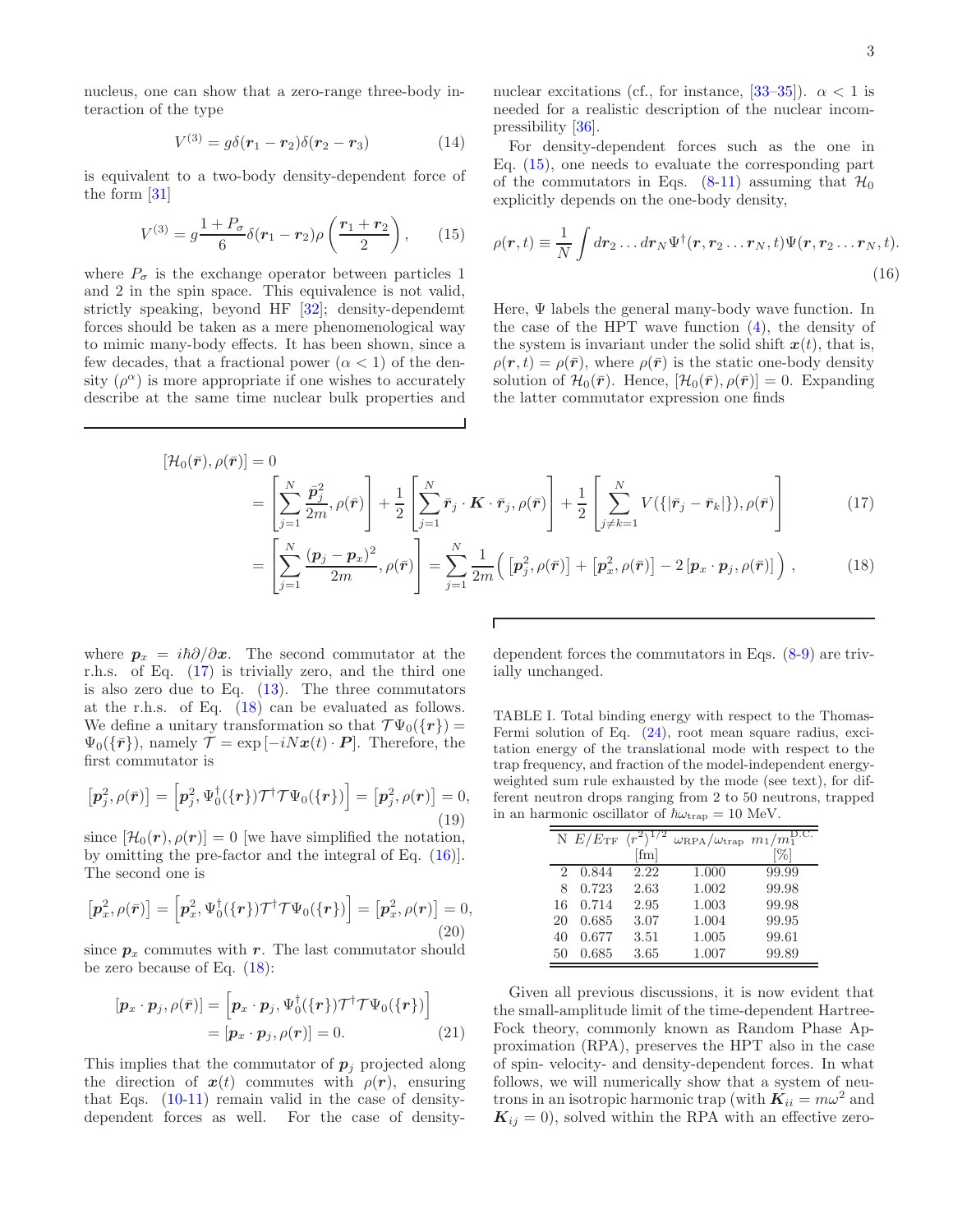nucleus, one can show that a zero-range three-body interaction of the type

$$V^{(3)} = g\delta(\boldsymbol{r}_1 - \boldsymbol{r}_2)\delta(\boldsymbol{r}_2 - \boldsymbol{r}_3) \tag{14}$$

is equivalent to a two-body density-dependent force of the form [31]

$$V^{(3)} = g\frac{1+P_\sigma}{6}\delta(\boldsymbol{r}_1 - \boldsymbol{r}_2)\rho\left(\frac{\boldsymbol{r}_1 + \boldsymbol{r}_2}{2}\right), \tag{15}$$

where $P_\sigma$ is the exchange operator between particles 1 and 2 in the spin space. This equivalence is not valid, strictly speaking, beyond HF [32]; density-dependemt forces should be taken as a mere phenomenological way to mimic many-body effects. It has been shown, since a few decades, that a fractional power ($\alpha < 1$) of the density ($\rho^\alpha$) is more appropriate if one wishes to accurately describe at the same time nuclear bulk properties and nuclear excitations (cf., for instance, [33–35]). $\alpha < 1$ is needed for a realistic description of the nuclear incompressibility [36].

For density-dependent forces such as the one in Eq. (15), one needs to evaluate the corresponding part of the commutators in Eqs. (8-11) assuming that $\mathcal{H}_0$ explicitly depends on the one-body density,

$$\rho(\boldsymbol{r},t) \equiv \frac{1}{N}\int d\boldsymbol{r}_2 \ldots d\boldsymbol{r}_N \Psi^\dagger(\boldsymbol{r},\boldsymbol{r}_2\ldots\boldsymbol{r}_N,t)\Psi(\boldsymbol{r},\boldsymbol{r}_2\ldots\boldsymbol{r}_N,t). \tag{16}$$

Here, $\Psi$ labels the general many-body wave function. In the case of the HPT wave function (4), the density of the system is invariant under the solid shift $\boldsymbol{x}(t)$, that is, $\rho(\boldsymbol{r},t) = \rho(\bar{\boldsymbol{r}})$, where $\rho(\bar{\boldsymbol{r}})$ is the static one-body density solution of $\mathcal{H}_0(\bar{\boldsymbol{r}})$. Hence, $[\mathcal{H}_0(\bar{\boldsymbol{r}}), \rho(\bar{\boldsymbol{r}})] = 0$. Expanding the latter commutator expression one finds

$$\begin{aligned}
[\mathcal{H}_0(\bar{\boldsymbol{r}}), \rho(\bar{\boldsymbol{r}})] &= 0 \\
&= \left[\sum_{j=1}^N \frac{\bar{\boldsymbol{p}}_j^2}{2m}, \rho(\bar{\boldsymbol{r}})\right] + \frac{1}{2}\left[\sum_{j=1}^N \bar{\boldsymbol{r}}_j\cdot\boldsymbol{K}\cdot\bar{\boldsymbol{r}}_j, \rho(\bar{\boldsymbol{r}})\right] + \frac{1}{2}\left[\sum_{j\neq k=1}^N V(\{|\bar{\boldsymbol{r}}_j - \bar{\boldsymbol{r}}_k|\}), \rho(\bar{\boldsymbol{r}})\right] &\quad (17)\\
&= \left[\sum_{j=1}^N \frac{(\boldsymbol{p}_j - \boldsymbol{p}_x)^2}{2m}, \rho(\bar{\boldsymbol{r}})\right] = \sum_{j=1}^N \frac{1}{2m}\Big( \left[\boldsymbol{p}_j^2, \rho(\bar{\boldsymbol{r}})\right] + \left[\boldsymbol{p}_x^2, \rho(\bar{\boldsymbol{r}})\right] - 2\left[\boldsymbol{p}_x\cdot\boldsymbol{p}_j, \rho(\bar{\boldsymbol{r}})\right] \Big), &\quad (18)
\end{aligned}$$

where $\boldsymbol{p}_x = i\hbar\partial/\partial\boldsymbol{x}$. The second commutator at the r.h.s. of Eq. (17) is trivially zero, and the third one is also zero due to Eq. (13). The three commutators at the r.h.s. of Eq. (18) can be evaluated as follows. We define a unitary transformation so that $\mathcal{T}\Psi_0(\{\boldsymbol{r}\}) = \Psi_0(\{\bar{\boldsymbol{r}}\})$, namely $\mathcal{T} = \exp\left[-iN\boldsymbol{x}(t)\cdot\boldsymbol{P}\right]$. Therefore, the first commutator is

$$\left[\boldsymbol{p}_j^2, \rho(\bar{\boldsymbol{r}})\right] = \left[\boldsymbol{p}_j^2, \Psi_0^\dagger(\{\boldsymbol{r}\})\mathcal{T}^\dagger\mathcal{T}\Psi_0(\{\boldsymbol{r}\})\right] = \left[\boldsymbol{p}_j^2, \rho(\boldsymbol{r})\right] = 0, \tag{19}$$

since $[\mathcal{H}_0(\boldsymbol{r}), \rho(\boldsymbol{r})] = 0$ [we have simplified the notation, by omitting the pre-factor and the integral of Eq. (16)]. The second one is

$$\left[\boldsymbol{p}_x^2, \rho(\bar{\boldsymbol{r}})\right] = \left[\boldsymbol{p}_x^2, \Psi_0^\dagger(\{\boldsymbol{r}\})\mathcal{T}^\dagger\mathcal{T}\Psi_0(\{\boldsymbol{r}\})\right] = \left[\boldsymbol{p}_x^2, \rho(\boldsymbol{r})\right] = 0, \tag{20}$$

since $\boldsymbol{p}_x$ commutes with $\boldsymbol{r}$. The last commutator should be zero because of Eq. (18):

$$\begin{aligned}
\left[\boldsymbol{p}_x\cdot\boldsymbol{p}_j, \rho(\bar{\boldsymbol{r}})\right] &= \left[\boldsymbol{p}_x\cdot\boldsymbol{p}_j, \Psi_0^\dagger(\{\boldsymbol{r}\})\mathcal{T}^\dagger\mathcal{T}\Psi_0(\{\boldsymbol{r}\})\right] \\
&= \left[\boldsymbol{p}_x\cdot\boldsymbol{p}_j, \rho(\boldsymbol{r})\right] = 0.
\end{aligned} \tag{21}$$

This implies that the commutator of $\boldsymbol{p}_j$ projected along the direction of $\boldsymbol{x}(t)$ commutes with $\rho(\boldsymbol{r})$, ensuring that Eqs. (10-11) remain valid in the case of density-dependent forces as well. For the case of density-dependent forces the commutators in Eqs. (8-9) are trivially unchanged.

TABLE I. Total binding energy with respect to the Thomas-Fermi solution of Eq. (24), root mean square radius, excitation energy of the translational mode with respect to the trap frequency, and fraction of the model-independent energy-weighted sum rule exhausted by the mode (see text), for different neutron drops ranging from 2 to 50 neutrons, trapped in an harmonic oscillator of $\hbar\omega_{\rm trap} = 10$ MeV.

| N | $E/E_{\rm TF}$ | $\langle r^2\rangle^{1/2}$ [fm] | $\omega_{\rm RPA}/\omega_{\rm trap}$ | $m_1/m_1^{\rm D.C.}$ [%] |
|---|---|---|---|---|
| 2 | 0.844 | 2.22 | 1.000 | 99.99 |
| 8 | 0.723 | 2.63 | 1.002 | 99.98 |
| 16 | 0.714 | 2.95 | 1.003 | 99.98 |
| 20 | 0.685 | 3.07 | 1.004 | 99.95 |
| 40 | 0.677 | 3.51 | 1.005 | 99.61 |
| 50 | 0.685 | 3.65 | 1.007 | 99.89 |

Given all previous discussions, it is now evident that the small-amplitude limit of the time-dependent Hartree-Fock theory, commonly known as Random Phase Approximation (RPA), preserves the HPT also in the case of spin- velocity- and density-dependent forces. In what follows, we will numerically show that a system of neutrons in an isotropic harmonic trap (with $\boldsymbol{K}_{ii} = m\omega^2$ and $\boldsymbol{K}_{ij} = 0$), solved within the RPA with an effective zero-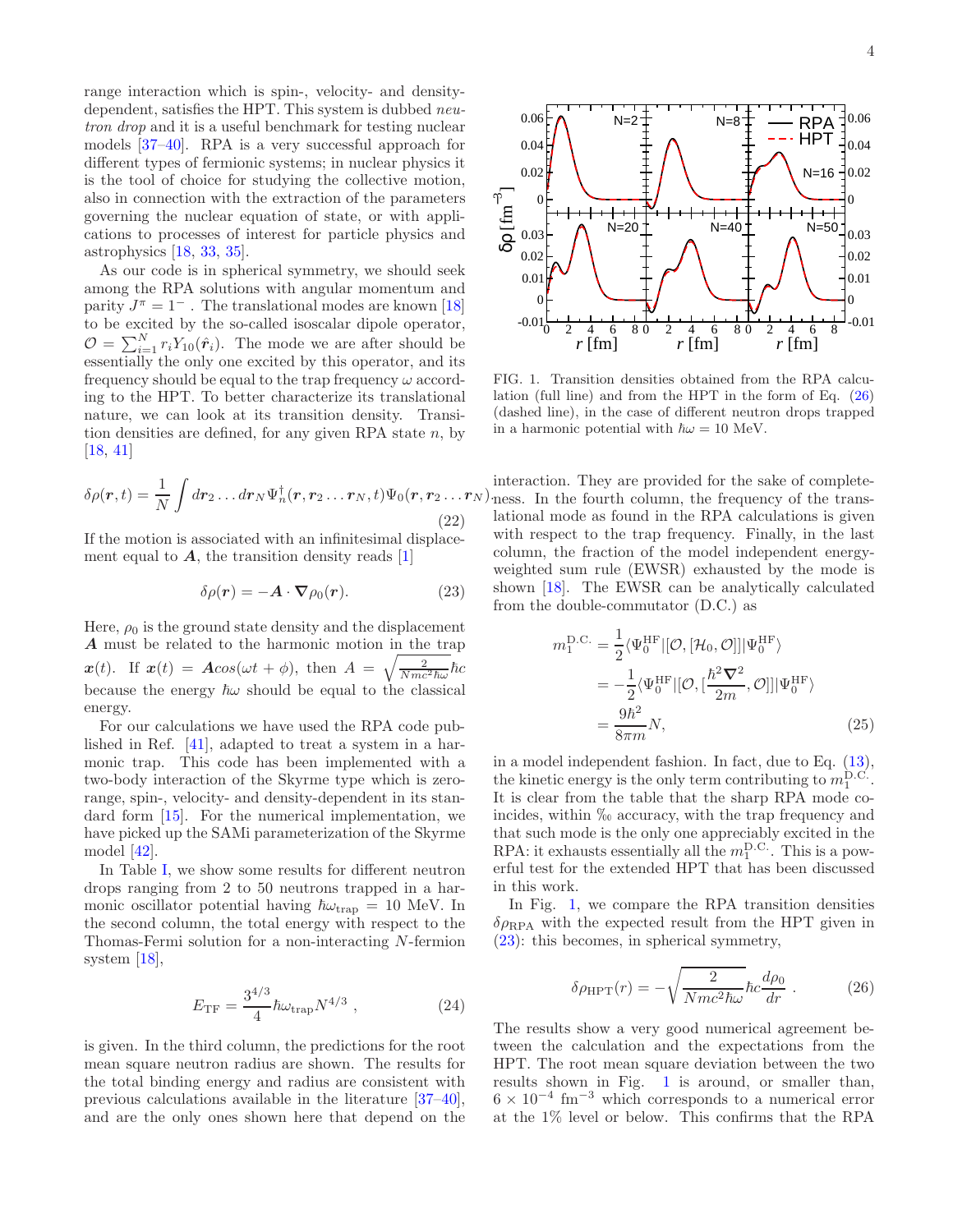range interaction which is spin-, velocity- and density-dependent, satisfies the HPT. This system is dubbed *neutron drop* and it is a useful benchmark for testing nuclear models [37–40]. RPA is a very successful approach for different types of fermionic systems; in nuclear physics it is the tool of choice for studying the collective motion, also in connection with the extraction of the parameters governing the nuclear equation of state, or with applications to processes of interest for particle physics and astrophysics [18, 33, 35].

As our code is in spherical symmetry, we should seek among the RPA solutions with angular momentum and parity $J^\pi = 1^-$ . The translational modes are known [18] to be excited by the so-called isoscalar dipole operator, $\mathcal{O} = \sum_{i=1}^N r_i Y_{10}(\hat{\boldsymbol{r}}_i)$. The mode we are after should be essentially the only one excited by this operator, and its frequency should be equal to the trap frequency $\omega$ according to the HPT. To better characterize its translational nature, we can look at its transition density. Transition densities are defined, for any given RPA state $n$, by [18, 41]

$$\delta\rho(\boldsymbol{r},t) = \frac{1}{N}\int d\boldsymbol{r}_2 \ldots d\boldsymbol{r}_N \Psi_n^\dagger(\boldsymbol{r},\boldsymbol{r}_2\ldots\boldsymbol{r}_N,t)\Psi_0(\boldsymbol{r},\boldsymbol{r}_2\ldots\boldsymbol{r}_N). \tag{22}$$

If the motion is associated with an infinitesimal displacement equal to $\boldsymbol{A}$, the transition density reads [1]

$$\delta\rho(\boldsymbol{r}) = -\boldsymbol{A}\cdot\boldsymbol{\nabla}\rho_0(\boldsymbol{r}). \tag{23}$$

Here, $\rho_0$ is the ground state density and the displacement $\boldsymbol{A}$ must be related to the harmonic motion in the trap $\boldsymbol{x}(t)$. If $\boldsymbol{x}(t) = \boldsymbol{A}cos(\omega t + \phi)$, then $A = \sqrt{\frac{2}{Nmc^2\hbar\omega}}\hbar c$ because the energy $\hbar\omega$ should be equal to the classical energy.

For our calculations we have used the RPA code published in Ref. [41], adapted to treat a system in a harmonic trap. This code has been implemented with a two-body interaction of the Skyrme type which is zero-range, spin-, velocity- and density-dependent in its standard form [15]. For the numerical implementation, we have picked up the SAMi parameterization of the Skyrme model [42].

In Table I, we show some results for different neutron drops ranging from 2 to 50 neutrons trapped in a harmonic oscillator potential having $\hbar\omega_{\rm trap} = 10$ MeV. In the second column, the total energy with respect to the Thomas-Fermi solution for a non-interacting $N$-fermion system [18],

$$E_{\rm TF} = \frac{3^{4/3}}{4}\hbar\omega_{\rm trap}N^{4/3}\ , \tag{24}$$

is given. In the third column, the predictions for the root mean square neutron radius are shown. The results for the total binding energy and radius are consistent with previous calculations available in the literature [37–40], and are the only ones shown here that depend on the interaction. They are provided for the sake of completeness. In the fourth column, the frequency of the translational mode as found in the RPA calculations is given with respect to the trap frequency. Finally, in the last column, the fraction of the model independent energy-weighted sum rule (EWSR) exhausted by the mode is shown [18]. The EWSR can be analytically calculated from the double-commutator (D.C.) as

$$\begin{aligned} m_1^{\rm D.C.} &= \frac{1}{2}\langle\Psi_0^{\rm HF}|[\mathcal{O},[\mathcal{H}_0,\mathcal{O}]]|\Psi_0^{\rm HF}\rangle \\ &= -\frac{1}{2}\langle\Psi_0^{\rm HF}|[\mathcal{O},[\frac{\hbar^2\boldsymbol{\nabla}^2}{2m},\mathcal{O}]]|\Psi_0^{\rm HF}\rangle \\ &= \frac{9\hbar^2}{8\pi m}N, \end{aligned} \tag{25}$$

in a model independent fashion. In fact, due to Eq. (13), the kinetic energy is the only term contributing to $m_1^{\rm D.C.}$. It is clear from the table that the sharp RPA mode coincides, within ‰ accuracy, with the trap frequency and that such mode is the only one appreciably excited in the RPA: it exhausts essentially all the $m_1^{\rm D.C.}$. This is a powerful test for the extended HPT that has been discussed in this work.

FIG. 1. Transition densities obtained from the RPA calculation (full line) and from the HPT in the form of Eq. (26) (dashed line), in the case of different neutron drops trapped in a harmonic potential with $\hbar\omega = 10$ MeV.

In Fig. 1, we compare the RPA transition densities $\delta\rho_{\rm RPA}$ with the expected result from the HPT given in (23): this becomes, in spherical symmetry,

$$\delta\rho_{\rm HPT}(r) = -\sqrt{\frac{2}{Nmc^2\hbar\omega}}\hbar c\frac{d\rho_0}{dr}\ . \tag{26}$$

The results show a very good numerical agreement between the calculation and the expectations from the HPT. The root mean square deviation between the two results shown in Fig. 1 is around, or smaller than, $6\times10^{-4}$ fm$^{-3}$ which corresponds to a numerical error at the 1% level or below. This confirms that the RPA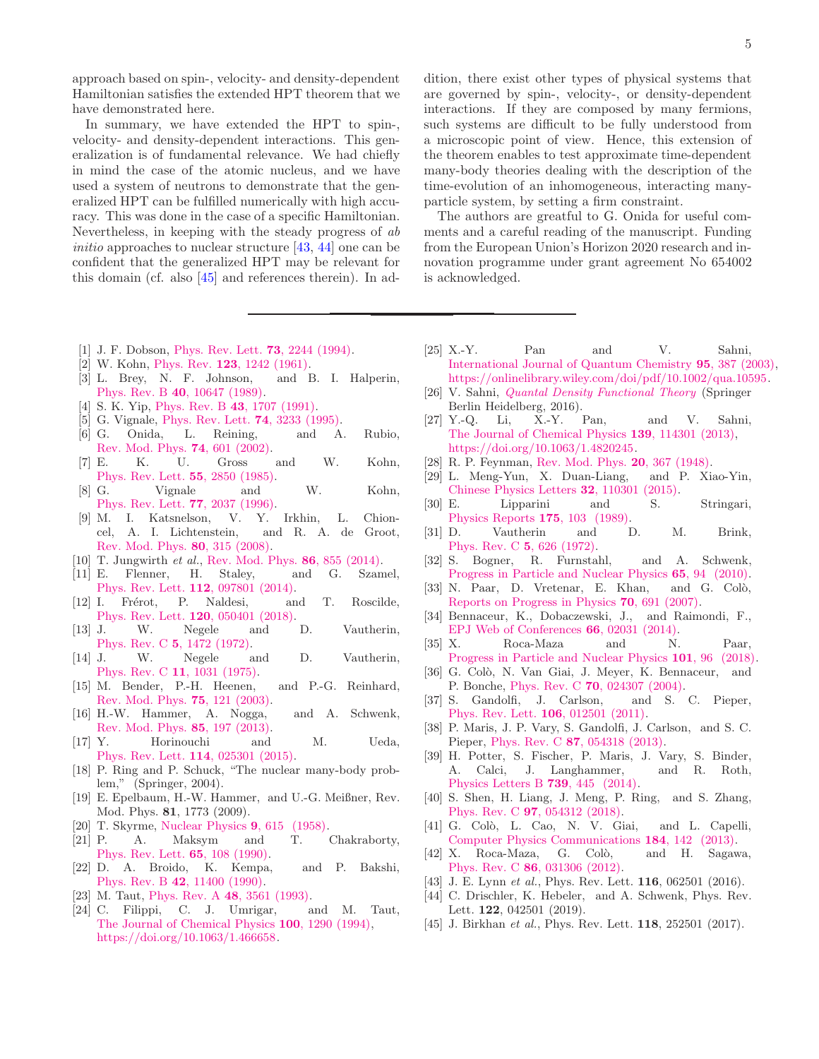approach based on spin-, velocity- and density-dependent Hamiltonian satisfies the extended HPT theorem that we have demonstrated here.

In summary, we have extended the HPT to spin-, velocity- and density-dependent interactions. This generalization is of fundamental relevance. We had chiefly in mind the case of the atomic nucleus, and we have used a system of neutrons to demonstrate that the generalized HPT can be fulfilled numerically with high accuracy. This was done in the case of a specific Hamiltonian. Nevertheless, in keeping with the steady progress of *ab initio* approaches to nuclear structure [43, 44] one can be confident that the generalized HPT may be relevant for this domain (cf. also [45] and references therein). In addition, there exist other types of physical systems that are governed by spin-, velocity-, or density-dependent interactions. If they are composed by many fermions, such systems are difficult to be fully understood from a microscopic point of view. Hence, this extension of the theorem enables to test approximate time-dependent many-body theories dealing with the description of the time-evolution of an inhomogeneous, interacting many-particle system, by setting a firm constraint.

The authors are greatful to G. Onida for useful comments and a careful reading of the manuscript. Funding from the European Union's Horizon 2020 research and innovation programme under grant agreement No 654002 is acknowledged.

---

[1] J. F. Dobson, Phys. Rev. Lett. **73**, 2244 (1994).
[2] W. Kohn, Phys. Rev. **123**, 1242 (1961).
[3] L. Brey, N. F. Johnson, and B. I. Halperin, Phys. Rev. B **40**, 10647 (1989).
[4] S. K. Yip, Phys. Rev. B **43**, 1707 (1991).
[5] G. Vignale, Phys. Rev. Lett. **74**, 3233 (1995).
[6] G. Onida, L. Reining, and A. Rubio, Rev. Mod. Phys. **74**, 601 (2002).
[7] E. K. U. Gross and W. Kohn, Phys. Rev. Lett. **55**, 2850 (1985).
[8] G. Vignale and W. Kohn, Phys. Rev. Lett. **77**, 2037 (1996).
[9] M. I. Katsnelson, V. Y. Irkhin, L. Chioncel, A. I. Lichtenstein, and R. A. de Groot, Rev. Mod. Phys. **80**, 315 (2008).
[10] T. Jungwirth *et al.*, Rev. Mod. Phys. **86**, 855 (2014).
[11] E. Flenner, H. Staley, and G. Szamel, Phys. Rev. Lett. **112**, 097801 (2014).
[12] I. Frérot, P. Naldesi, and T. Roscilde, Phys. Rev. Lett. **120**, 050401 (2018).
[13] J. W. Negele and D. Vautherin, Phys. Rev. C **5**, 1472 (1972).
[14] J. W. Negele and D. Vautherin, Phys. Rev. C **11**, 1031 (1975).
[15] M. Bender, P.-H. Heenen, and P.-G. Reinhard, Rev. Mod. Phys. **75**, 121 (2003).
[16] H.-W. Hammer, A. Nogga, and A. Schwenk, Rev. Mod. Phys. **85**, 197 (2013).
[17] Y. Horinouchi and M. Ueda, Phys. Rev. Lett. **114**, 025301 (2015).
[18] P. Ring and P. Schuck, "The nuclear many-body problem," (Springer, 2004).
[19] E. Epelbaum, H.-W. Hammer, and U.-G. Meißner, Rev. Mod. Phys. **81**, 1773 (2009).
[20] T. Skyrme, Nuclear Physics **9**, 615 (1958).
[21] P. A. Maksym and T. Chakraborty, Phys. Rev. Lett. **65**, 108 (1990).
[22] D. A. Broido, K. Kempa, and P. Bakshi, Phys. Rev. B **42**, 11400 (1990).
[23] M. Taut, Phys. Rev. A **48**, 3561 (1993).
[24] C. Filippi, C. J. Umrigar, and M. Taut, The Journal of Chemical Physics **100**, 1290 (1994), https://doi.org/10.1063/1.466658.
[25] X.-Y. Pan and V. Sahni, International Journal of Quantum Chemistry **95**, 387 (2003), https://onlinelibrary.wiley.com/doi/pdf/10.1002/qua.10595.
[26] V. Sahni, *Quantal Density Functional Theory* (Springer Berlin Heidelberg, 2016).
[27] Y.-Q. Li, X.-Y. Pan, and V. Sahni, The Journal of Chemical Physics **139**, 114301 (2013), https://doi.org/10.1063/1.4820245.
[28] R. P. Feynman, Rev. Mod. Phys. **20**, 367 (1948).
[29] L. Meng-Yun, X. Duan-Liang, and P. Xiao-Yin, Chinese Physics Letters **32**, 110301 (2015).
[30] E. Lipparini and S. Stringari, Physics Reports **175**, 103 (1989).
[31] D. Vautherin and D. M. Brink, Phys. Rev. C **5**, 626 (1972).
[32] S. Bogner, R. Furnstahl, and A. Schwenk, Progress in Particle and Nuclear Physics **65**, 94 (2010).
[33] N. Paar, D. Vretenar, E. Khan, and G. Colò, Reports on Progress in Physics **70**, 691 (2007).
[34] Bennaceur, K., Dobaczewski, J., and Raimondi, F., EPJ Web of Conferences **66**, 02031 (2014).
[35] X. Roca-Maza and N. Paar, Progress in Particle and Nuclear Physics **101**, 96 (2018).
[36] G. Colò, N. Van Giai, J. Meyer, K. Bennaceur, and P. Bonche, Phys. Rev. C **70**, 024307 (2004).
[37] S. Gandolfi, J. Carlson, and S. C. Pieper, Phys. Rev. Lett. **106**, 012501 (2011).
[38] P. Maris, J. P. Vary, S. Gandolfi, J. Carlson, and S. C. Pieper, Phys. Rev. C **87**, 054318 (2013).
[39] H. Potter, S. Fischer, P. Maris, J. Vary, S. Binder, A. Calci, J. Langhammer, and R. Roth, Physics Letters B **739**, 445 (2014).
[40] S. Shen, H. Liang, J. Meng, P. Ring, and S. Zhang, Phys. Rev. C **97**, 054312 (2018).
[41] G. Colò, L. Cao, N. V. Giai, and L. Capelli, Computer Physics Communications **184**, 142 (2013).
[42] X. Roca-Maza, G. Colò, and H. Sagawa, Phys. Rev. C **86**, 031306 (2012).
[43] J. E. Lynn *et al.*, Phys. Rev. Lett. **116**, 062501 (2016).
[44] C. Drischler, K. Hebeler, and A. Schwenk, Phys. Rev. Lett. **122**, 042501 (2019).
[45] J. Birkhan *et al.*, Phys. Rev. Lett. **118**, 252501 (2017).